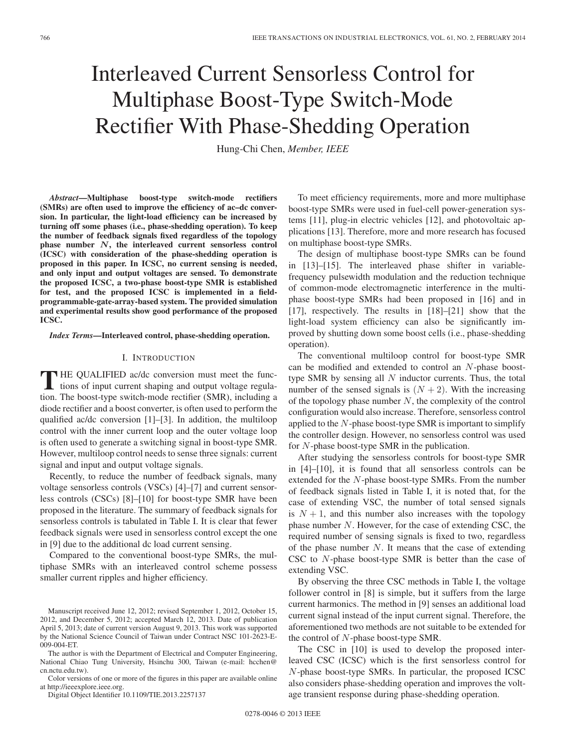# Interleaved Current Sensorless Control for Multiphase Boost-Type Switch-Mode Rectifier With Phase-Shedding Operation

Hung-Chi Chen, *Member, IEEE*

***Abstract*—Multiphase boost-type switch-mode rectifiers (SMRs) are often used to improve the efficiency of ac–dc conversion. In particular, the light-load efficiency can be increased by turning off some phases (i.e., phase-shedding operation). To keep the number of feedback signals fixed regardless of the topology phase number $N$, the interleaved current sensorless control (ICSC) with consideration of the phase-shedding operation is proposed in this paper. In ICSC, no current sensing is needed, and only input and output voltages are sensed. To demonstrate the proposed ICSC, a two-phase boost-type SMR is established for test, and the proposed ICSC is implemented in a field-programmable-gate-array-based system. The provided simulation and experimental results show good performance of the proposed ICSC.**

***Index Terms*—Interleaved control, phase-shedding operation.**

## I. Introduction

THE QUALIFIED ac/dc conversion must meet the functions of input current shaping and output voltage regulation. The boost-type switch-mode rectifier (SMR), including a diode rectifier and a boost converter, is often used to perform the qualified ac/dc conversion [1]–[3]. In addition, the multiloop control with the inner current loop and the outer voltage loop is often used to generate a switching signal in boost-type SMR. However, multiloop control needs to sense three signals: current signal and input and output voltage signals.

Recently, to reduce the number of feedback signals, many voltage sensorless controls (VSCs) [4]–[7] and current sensorless controls (CSCs) [8]–[10] for boost-type SMR have been proposed in the literature. The summary of feedback signals for sensorless controls is tabulated in Table I. It is clear that fewer feedback signals were used in sensorless control except the one in [9] due to the additional dc load current sensing.

Compared to the conventional boost-type SMRs, the multiphase SMRs with an interleaved control scheme possess smaller current ripples and higher efficiency.

Manuscript received June 12, 2012; revised September 1, 2012, October 15, 2012, and December 5, 2012; accepted March 12, 2013. Date of publication April 5, 2013; date of current version August 9, 2013. This work was supported by the National Science Council of Taiwan under Contract NSC 101-2623-E-009-004-ET.

The author is with the Department of Electrical and Computer Engineering, National Chiao Tung University, Hsinchu 300, Taiwan (e-mail: hcchen@cn.nctu.edu.tw).

Color versions of one or more of the figures in this paper are available online at http://ieeexplore.ieee.org.

Digital Object Identifier 10.1109/TIE.2013.2257137

To meet efficiency requirements, more and more multiphase boost-type SMRs were used in fuel-cell power-generation systems [11], plug-in electric vehicles [12], and photovoltaic applications [13]. Therefore, more and more research has focused on multiphase boost-type SMRs.

The design of multiphase boost-type SMRs can be found in [13]–[15]. The interleaved phase shifter in variable-frequency pulsewidth modulation and the reduction technique of common-mode electromagnetic interference in the multiphase boost-type SMRs had been proposed in [16] and in [17], respectively. The results in [18]–[21] show that the light-load system efficiency can also be significantly improved by shutting down some boost cells (i.e., phase-shedding operation).

The conventional multiloop control for boost-type SMR can be modified and extended to control an $N$-phase boost-type SMR by sensing all $N$ inductor currents. Thus, the total number of the sensed signals is $(N + 2)$. With the increasing of the topology phase number $N$, the complexity of the control configuration would also increase. Therefore, sensorless control applied to the $N$-phase boost-type SMR is important to simplify the controller design. However, no sensorless control was used for $N$-phase boost-type SMR in the publication.

After studying the sensorless controls for boost-type SMR in [4]–[10], it is found that all sensorless controls can be extended for the $N$-phase boost-type SMRs. From the number of feedback signals listed in Table I, it is noted that, for the case of extending VSC, the number of total sensed signals is $N + 1$, and this number also increases with the topology phase number $N$. However, for the case of extending CSC, the required number of sensing signals is fixed to two, regardless of the phase number $N$. It means that the case of extending CSC to $N$-phase boost-type SMR is better than the case of extending VSC.

By observing the three CSC methods in Table I, the voltage follower control in [8] is simple, but it suffers from the large current harmonics. The method in [9] senses an additional load current signal instead of the input current signal. Therefore, the aforementioned two methods are not suitable to be extended for the control of $N$-phase boost-type SMR.

The CSC in [10] is used to develop the proposed interleaved CSC (ICSC) which is the first sensorless control for $N$-phase boost-type SMRs. In particular, the proposed ICSC also considers phase-shedding operation and improves the voltage transient response during phase-shedding operation.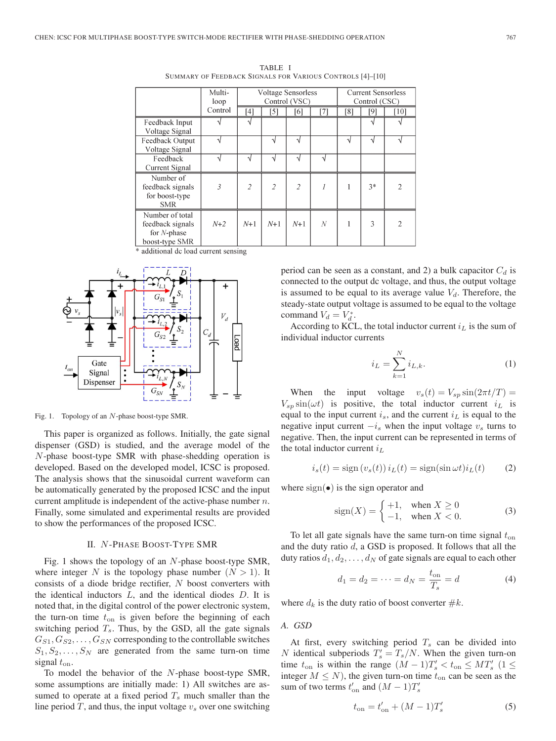TABLE I
SUMMARY OF FEEDBACK SIGNALS FOR VARIOUS CONTROLS [4]–[10]

| | Multi-loop Control | Voltage Sensorless Control (VSC) | | | | Current Sensorless Control (CSC) | | |
|---|---|---|---|---|---|---|---|---|
| | | [4] | [5] | [6] | [7] | [8] | [9] | [10] |
| Feedback Input Voltage Signal | √ | √ | | | | | √ | √ |
| Feedback Output Voltage Signal | √ | | √ | √ | | √ | √ | √ |
| Feedback Current Signal | √ | √ | √ | √ | √ | | | |
| Number of feedback signals for boost-type SMR | 3 | 2 | 2 | 2 | 1 | 1 | 3* | 2 |
| Number of total feedback signals for $N$-phase boost-type SMR | $N$+2 | $N$+1 | $N$+1 | $N$+1 | $N$ | 1 | 3 | 2 |

\* additional dc load current sensing

Fig. 1. Topology of an $N$-phase boost-type SMR.

This paper is organized as follows. Initially, the gate signal dispenser (GSD) is studied, and the average model of the $N$-phase boost-type SMR with phase-shedding operation is developed. Based on the developed model, ICSC is proposed. The analysis shows that the sinusoidal current waveform can be automatically generated by the proposed ICSC and the input current amplitude is independent of the active-phase number $n$. Finally, some simulated and experimental results are provided to show the performances of the proposed ICSC.

## II. $N$-Phase Boost-Type SMR

Fig. 1 shows the topology of an $N$-phase boost-type SMR, where integer $N$ is the topology phase number ($N > 1$). It consists of a diode bridge rectifier, $N$ boost converters with the identical inductors $L$, and the identical diodes $D$. It is noted that, in the digital control of the power electronic system, the turn-on time $t_{\rm on}$ is given before the beginning of each switching period $T_s$. Thus, by the GSD, all the gate signals $G_{S1}, G_{S2}, \ldots, G_{SN}$ corresponding to the controllable switches $S_1, S_2, \ldots, S_N$ are generated from the same turn-on time signal $t_{\rm on}$.

To model the behavior of the $N$-phase boost-type SMR, some assumptions are initially made: 1) All switches are assumed to operate at a fixed period $T_s$ much smaller than the line period $T$, and thus, the input voltage $v_s$ over one switching period can be seen as a constant, and 2) a bulk capacitor $C_d$ is connected to the output dc voltage, and thus, the output voltage is assumed to be equal to its average value $V_d$. Therefore, the steady-state output voltage is assumed to be equal to the voltage command $V_d = V_d^*$.

According to KCL, the total inductor current $i_L$ is the sum of individual inductor currents

$$i_L = \sum_{k=1}^{N} i_{L,k}. \tag{1}$$

When the input voltage $v_s(t) = V_{sp}\sin(2\pi t/T) = V_{sp}\sin(\omega t)$ is positive, the total inductor current $i_L$ is equal to the input current $i_s$, and the current $i_L$ is equal to the negative input current $-i_s$ when the input voltage $v_s$ turns to negative. Then, the input current can be represented in terms of the total inductor current $i_L$

$$i_s(t) = \text{sign}\,(v_s(t))\, i_L(t) = \text{sign}(\sin \omega t) i_L(t) \tag{2}$$

where sign($\bullet$) is the sign operator and

$$\text{sign}(X) = \begin{cases} +1, & \text{when } X \geq 0 \\ -1, & \text{when } X < 0. \end{cases} \tag{3}$$

To let all gate signals have the same turn-on time signal $t_{\rm on}$ and the duty ratio $d$, a GSD is proposed. It follows that all the duty ratios $d_1, d_2, \ldots, d_N$ of gate signals are equal to each other

$$d_1 = d_2 = \cdots = d_N = \frac{t_{\rm on}}{T_s} = d \tag{4}$$

where $d_k$ is the duty ratio of boost converter #$k$.

### A. GSD

At first, every switching period $T_s$ can be divided into $N$ identical subperiods $T_s' = T_s/N$. When the given turn-on time $t_{\rm on}$ is within the range $(M-1)T_s' < t_{\rm on} \leq MT_s'$ ($1 \leq$ integer $M \leq N$), the given turn-on time $t_{\rm on}$ can be seen as the sum of two terms $t_{\rm on}'$ and $(M-1)T_s'$

$$t_{\rm on} = t_{\rm on}' + (M-1)T_s' \tag{5}$$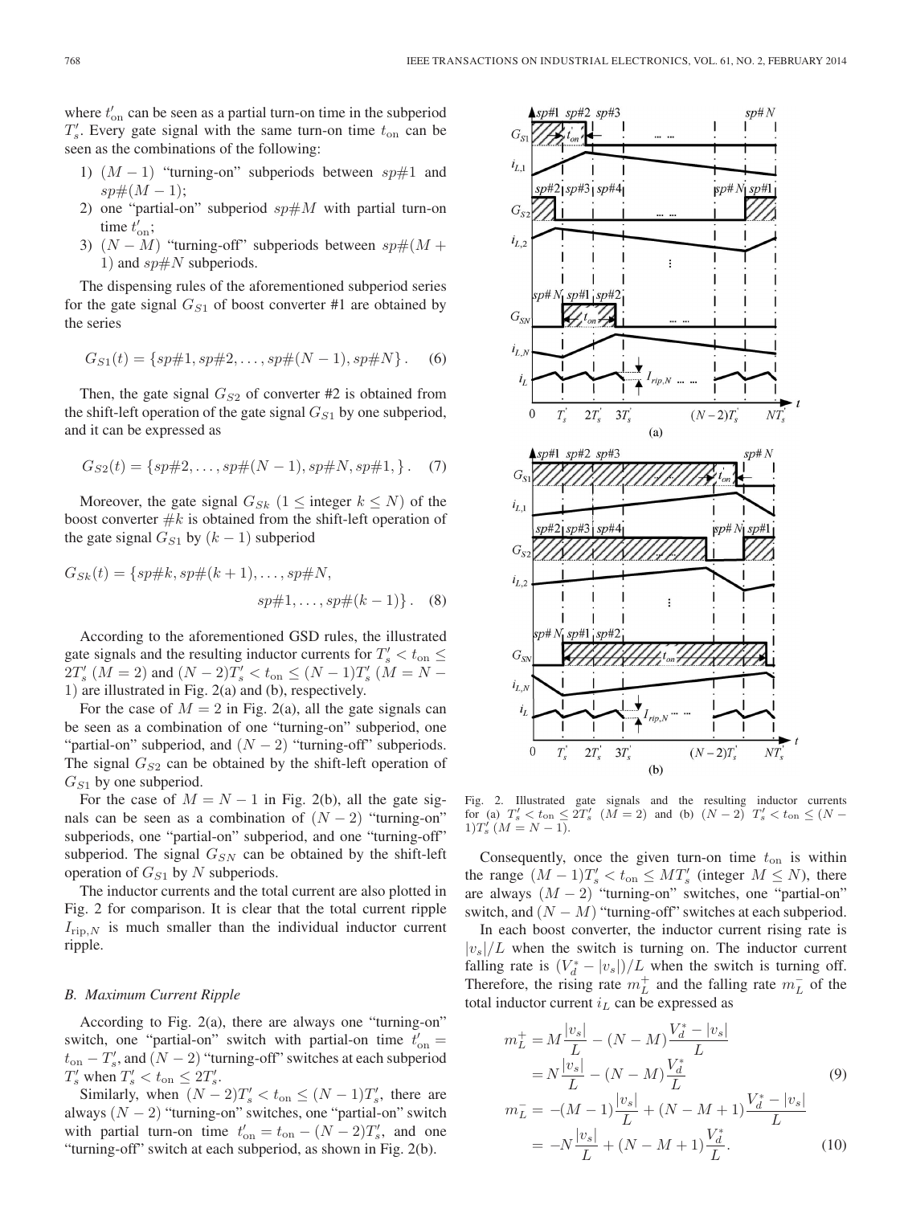where $t'_{\rm on}$ can be seen as a partial turn-on time in the subperiod $T'_s$. Every gate signal with the same turn-on time $t_{\rm on}$ can be seen as the combinations of the following:

1) $(M-1)$ "turning-on" subperiods between $sp\#1$ and $sp\#(M-1)$;
2) one "partial-on" subperiod $sp\#M$ with partial turn-on time $t'_{\rm on}$;
3) $(N-M)$ "turning-off" subperiods between $sp\#(M+1)$ and $sp\#N$ subperiods.

The dispensing rules of the aforementioned subperiod series for the gate signal $G_{S1}$ of boost converter #1 are obtained by the series

$$G_{S1}(t) = \{sp\#1, sp\#2, \ldots, sp\#(N-1), sp\#N\}. \quad (6)$$

Then, the gate signal $G_{S2}$ of converter #2 is obtained from the shift-left operation of the gate signal $G_{S1}$ by one subperiod, and it can be expressed as

$$G_{S2}(t) = \{sp\#2, \ldots, sp\#(N-1), sp\#N, sp\#1, \}. \quad (7)$$

Moreover, the gate signal $G_{Sk}$ ($1 \leq$ integer $k \leq N$) of the boost converter $\#k$ is obtained from the shift-left operation of the gate signal $G_{S1}$ by $(k-1)$ subperiod

$$G_{Sk}(t) = \{sp\#k, sp\#(k+1), \ldots, sp\#N, sp\#1, \ldots, sp\#(k-1)\}. \quad (8)$$

According to the aforementioned GSD rules, the illustrated gate signals and the resulting inductor currents for $T'_s < t_{\rm on} \leq 2T'_s$ ($M=2$) and $(N-2)T'_s < t_{\rm on} \leq (N-1)T'_s$ ($M = N-1$) are illustrated in Fig. 2(a) and (b), respectively.

For the case of $M=2$ in Fig. 2(a), all the gate signals can be seen as a combination of one "turning-on" subperiod, one "partial-on" subperiod, and $(N-2)$ "turning-off" subperiods. The signal $G_{S2}$ can be obtained by the shift-left operation of $G_{S1}$ by one subperiod.

For the case of $M = N-1$ in Fig. 2(b), all the gate signals can be seen as a combination of $(N-2)$ "turning-on" subperiods, one "partial-on" subperiod, and one "turning-off" subperiod. The signal $G_{SN}$ can be obtained by the shift-left operation of $G_{S1}$ by $N$ subperiods.

The inductor currents and the total current are also plotted in Fig. 2 for comparison. It is clear that the total current ripple $I_{{\rm rip},N}$ is much smaller than the individual inductor current ripple.

### *B. Maximum Current Ripple*

According to Fig. 2(a), there are always one "turning-on" switch, one "partial-on" switch with partial-on time $t'_{\rm on} = t_{\rm on} - T'_s$, and $(N-2)$ "turning-off" switches at each subperiod $T'_s$ when $T'_s < t_{\rm on} \leq 2T'_s$.

Similarly, when $(N-2)T'_s < t_{\rm on} \leq (N-1)T'_s$, there are always $(N-2)$ "turning-on" switches, one "partial-on" switch with partial turn-on time $t'_{\rm on} = t_{\rm on} - (N-2)T'_s$, and one "turning-off" switch at each subperiod, as shown in Fig. 2(b).

Fig. 2. Illustrated gate signals and the resulting inductor currents for (a) $T'_s < t_{\rm on} \leq 2T'_s$ ($M=2$) and (b) $(N-2)\ T'_s < t_{\rm on} \leq (N-1)T'_s$ ($M = N-1$).

Consequently, once the given turn-on time $t_{\rm on}$ is within the range $(M-1)T'_s < t_{\rm on} \leq MT'_s$ (integer $M \leq N$), there are always $(M-2)$ "turning-on" switches, one "partial-on" switch, and $(N-M)$ "turning-off" switches at each subperiod.

In each boost converter, the inductor current rising rate is $|v_s|/L$ when the switch is turning on. The inductor current falling rate is $(V_d^* - |v_s|)/L$ when the switch is turning off. Therefore, the rising rate $m_L^+$ and the falling rate $m_L^-$ of the total inductor current $i_L$ can be expressed as

$$\begin{aligned} m_L^+ &= M\frac{|v_s|}{L} - (N-M)\frac{V_d^* - |v_s|}{L} \\ &= N\frac{|v_s|}{L} - (N-M)\frac{V_d^*}{L} \end{aligned} \quad (9)$$

$$\begin{aligned} m_L^- &= -(M-1)\frac{|v_s|}{L} + (N-M+1)\frac{V_d^* - |v_s|}{L} \\ &= -N\frac{|v_s|}{L} + (N-M+1)\frac{V_d^*}{L}. \end{aligned} \quad (10)$$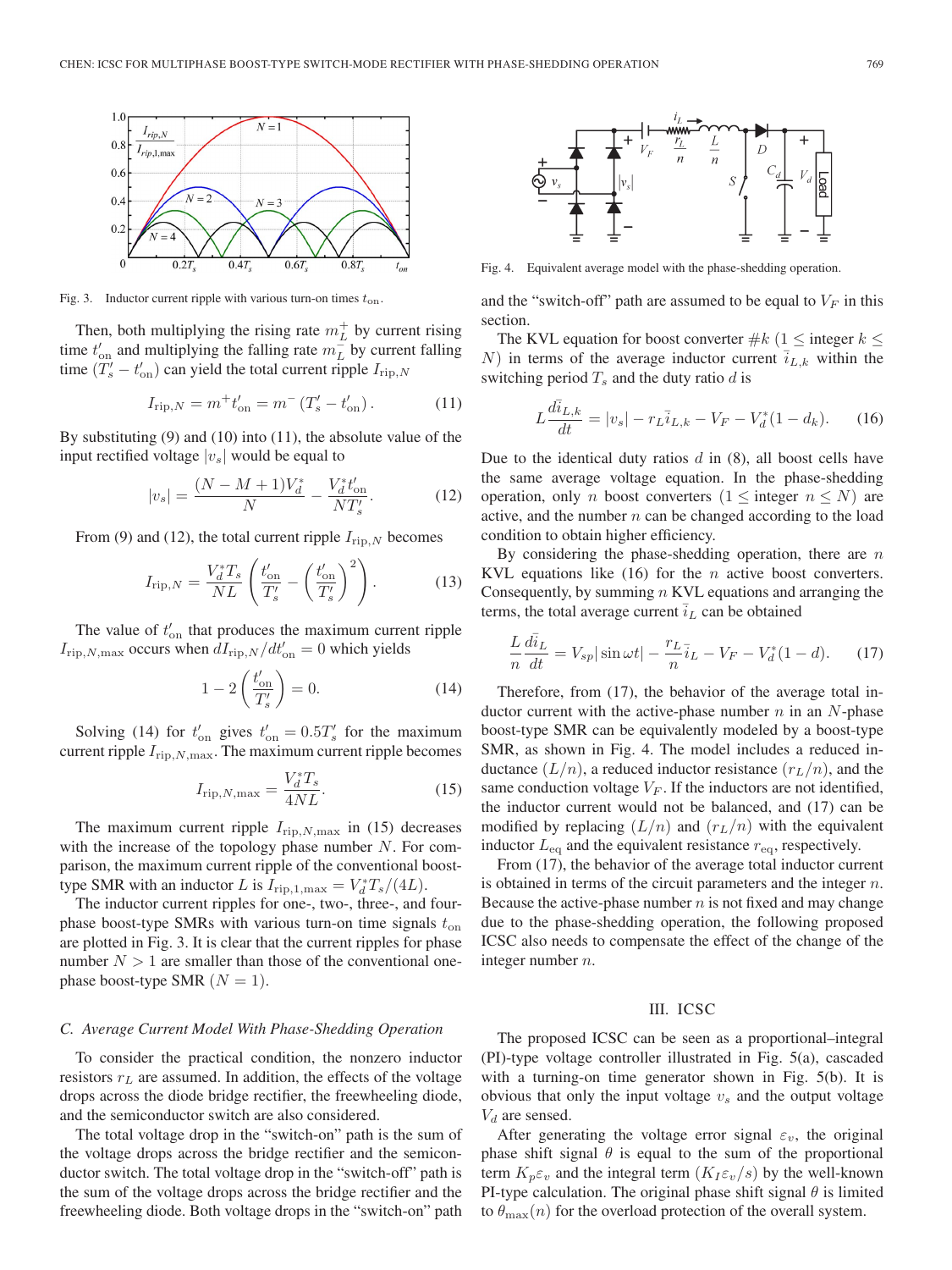Fig. 3. Inductor current ripple with various turn-on times $t_{\text{on}}$.

Then, both multiplying the rising rate $m_L^+$ by current rising time $t'_{\text{on}}$ and multiplying the falling rate $m_L^-$ by current falling time $(T'_s - t'_{\text{on}})$ can yield the total current ripple $I_{\text{rip},N}$

$$I_{\text{rip},N} = m^+ t'_{\text{on}} = m^- \left(T'_s - t'_{\text{on}}\right). \tag{11}$$

By substituting (9) and (10) into (11), the absolute value of the input rectified voltage $|v_s|$ would be equal to

$$|v_s| = \frac{(N - M + 1)V_d^*}{N} - \frac{V_d^* t'_{\text{on}}}{N T'_s}. \tag{12}$$

From (9) and (12), the total current ripple $I_{\text{rip},N}$ becomes

$$I_{\text{rip},N} = \frac{V_d^* T_s}{NL}\left(\frac{t'_{\text{on}}}{T'_s} - \left(\frac{t'_{\text{on}}}{T'_s}\right)^2\right). \tag{13}$$

The value of $t'_{\text{on}}$ that produces the maximum current ripple $I_{\text{rip},N,\max}$ occurs when $dI_{\text{rip},N}/dt'_{\text{on}} = 0$ which yields

$$1 - 2\left(\frac{t'_{\text{on}}}{T'_s}\right) = 0. \tag{14}$$

Solving (14) for $t'_{\text{on}}$ gives $t'_{\text{on}} = 0.5T'_s$ for the maximum current ripple $I_{\text{rip},N,\max}$. The maximum current ripple becomes

$$I_{\text{rip},N,\max} = \frac{V_d^* T_s}{4NL}. \tag{15}$$

The maximum current ripple $I_{\text{rip},N,\max}$ in (15) decreases with the increase of the topology phase number $N$. For comparison, the maximum current ripple of the conventional boost-type SMR with an inductor $L$ is $I_{\text{rip},1,\max} = V_d^* T_s/(4L)$.

The inductor current ripples for one-, two-, three-, and four-phase boost-type SMRs with various turn-on time signals $t_{\text{on}}$ are plotted in Fig. 3. It is clear that the current ripples for phase number $N > 1$ are smaller than those of the conventional one-phase boost-type SMR ($N = 1$).

### C. Average Current Model With Phase-Shedding Operation

To consider the practical condition, the nonzero inductor resistors $r_L$ are assumed. In addition, the effects of the voltage drops across the diode bridge rectifier, the freewheeling diode, and the semiconductor switch are also considered.

The total voltage drop in the "switch-on" path is the sum of the voltage drops across the bridge rectifier and the semiconductor switch. The total voltage drop in the "switch-off" path is the sum of the voltage drops across the bridge rectifier and the freewheeling diode. Both voltage drops in the "switch-on" path and the "switch-off" path are assumed to be equal to $V_F$ in this section.

Fig. 4. Equivalent average model with the phase-shedding operation.

The KVL equation for boost converter $\#k$ ($1 \leq$ integer $k \leq N$) in terms of the average inductor current $\bar{i}_{L,k}$ within the switching period $T_s$ and the duty ratio $d$ is

$$L\frac{d\bar{i}_{L,k}}{dt} = |v_s| - r_L \bar{i}_{L,k} - V_F - V_d^*(1 - d_k). \tag{16}$$

Due to the identical duty ratios $d$ in (8), all boost cells have the same average voltage equation. In the phase-shedding operation, only $n$ boost converters ($1 \leq$ integer $n \leq N$) are active, and the number $n$ can be changed according to the load condition to obtain higher efficiency.

By considering the phase-shedding operation, there are $n$ KVL equations like (16) for the $n$ active boost converters. Consequently, by summing $n$ KVL equations and arranging the terms, the total average current $\bar{i}_L$ can be obtained

$$\frac{L}{n}\frac{d\bar{i}_L}{dt} = V_{sp}|\sin\omega t| - \frac{r_L}{n}\bar{i}_L - V_F - V_d^*(1 - d). \tag{17}$$

Therefore, from (17), the behavior of the average total inductor current with the active-phase number $n$ in an $N$-phase boost-type SMR can be equivalently modeled by a boost-type SMR, as shown in Fig. 4. The model includes a reduced inductance $(L/n)$, a reduced inductor resistance $(r_L/n)$, and the same conduction voltage $V_F$. If the inductors are not identified, the inductor current would not be balanced, and (17) can be modified by replacing $(L/n)$ and $(r_L/n)$ with the equivalent inductor $L_{\text{eq}}$ and the equivalent resistance $r_{\text{eq}}$, respectively.

From (17), the behavior of the average total inductor current is obtained in terms of the circuit parameters and the integer $n$. Because the active-phase number $n$ is not fixed and may change due to the phase-shedding operation, the following proposed ICSC also needs to compensate the effect of the change of the integer number $n$.

## III. ICSC

The proposed ICSC can be seen as a proportional–integral (PI)-type voltage controller illustrated in Fig. 5(a), cascaded with a turning-on time generator shown in Fig. 5(b). It is obvious that only the input voltage $v_s$ and the output voltage $V_d$ are sensed.

After generating the voltage error signal $\varepsilon_v$, the original phase shift signal $\theta$ is equal to the sum of the proportional term $K_p\varepsilon_v$ and the integral term $(K_I\varepsilon_v/s)$ by the well-known PI-type calculation. The original phase shift signal $\theta$ is limited to $\theta_{\max}(n)$ for the overload protection of the overall system.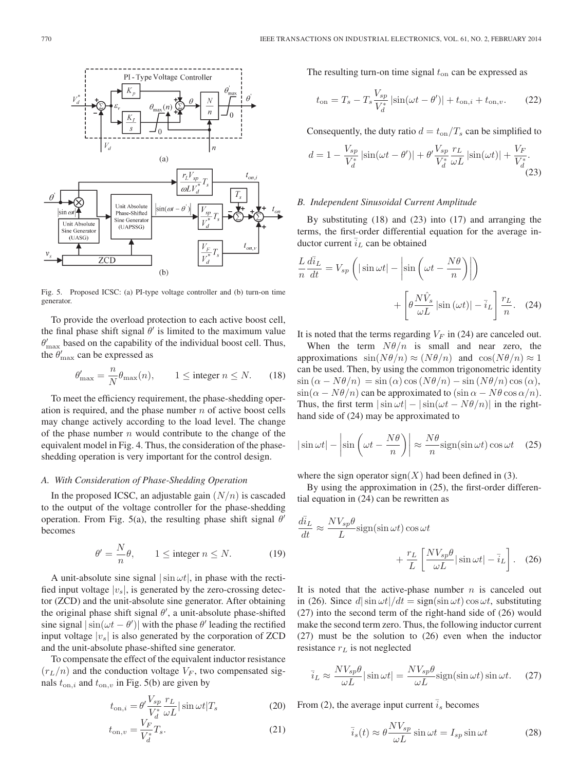Fig. 5. Proposed ICSC: (a) PI-type voltage controller and (b) turn-on time generator.

To provide the overload protection to each active boost cell, the final phase shift signal $\theta'$ is limited to the maximum value $\theta'_{\max}$ based on the capability of the individual boost cell. Thus, the $\theta'_{\max}$ can be expressed as

$$\theta'_{\max} = \frac{n}{N}\theta_{\max}(n), \qquad 1 \leq \text{integer } n \leq N. \tag{18}$$

To meet the efficiency requirement, the phase-shedding operation is required, and the phase number $n$ of active boost cells may change actively according to the load level. The change of the phase number $n$ would contribute to the change of the equivalent model in Fig. 4. Thus, the consideration of the phase-shedding operation is very important for the control design.

### A. With Consideration of Phase-Shedding Operation

In the proposed ICSC, an adjustable gain $(N/n)$ is cascaded to the output of the voltage controller for the phase-shedding operation. From Fig. 5(a), the resulting phase shift signal $\theta'$ becomes

$$\theta' = \frac{N}{n}\theta, \qquad 1 \leq \text{integer } n \leq N. \tag{19}$$

A unit-absolute sine signal $|\sin \omega t|$, in phase with the rectified input voltage $|v_s|$, is generated by the zero-crossing detector (ZCD) and the unit-absolute sine generator. After obtaining the original phase shift signal $\theta'$, a unit-absolute phase-shifted sine signal $|\sin(\omega t - \theta')|$ with the phase $\theta'$ leading the rectified input voltage $|v_s|$ is also generated by the corporation of ZCD and the unit-absolute phase-shifted sine generator.

To compensate the effect of the equivalent inductor resistance $(r_L/n)$ and the conduction voltage $V_F$, two compensated signals $t_{\text{on},i}$ and $t_{\text{on},v}$ in Fig. 5(b) are given by

$$t_{\text{on},i} = \theta' \frac{V_{sp}}{V_d^*} \frac{r_L}{\omega L} |\sin \omega t| T_s \tag{20}$$

$$t_{\text{on},v} = \frac{V_F}{V_d^*} T_s. \tag{21}$$

The resulting turn-on time signal $t_{\text{on}}$ can be expressed as

$$t_{\text{on}} = T_s - T_s \frac{V_{sp}}{V_d^*} |\sin(\omega t - \theta')| + t_{\text{on},i} + t_{\text{on},v}. \tag{22}$$

Consequently, the duty ratio $d = t_{\text{on}}/T_s$ can be simplified to

$$d = 1 - \frac{V_{sp}}{V_d^*} |\sin(\omega t - \theta')| + \theta' \frac{V_{sp}}{V_d^*} \frac{r_L}{\omega L} |\sin(\omega t)| + \frac{V_F}{V_d^*}. \tag{23}$$

### B. Independent Sinusoidal Current Amplitude

By substituting (18) and (23) into (17) and arranging the terms, the first-order differential equation for the average inductor current $\bar{i}_L$ can be obtained

$$\frac{L}{n}\frac{d\bar{i}_L}{dt} = V_{sp}\left(|\sin \omega t| - \left|\sin\left(\omega t - \frac{N\theta}{n}\right)\right|\right) + \left[\theta \frac{N\hat{V}_s}{\omega L} |\sin(\omega t)| - \bar{i}_L\right] \frac{r_L}{n}. \tag{24}$$

It is noted that the terms regarding $V_F$ in (24) are canceled out.

When the term $N\theta/n$ is small and near zero, the approximations $\sin(N\theta/n) \approx (N\theta/n)$ and $\cos(N\theta/n) \approx 1$ can be used. Then, by using the common trigonometric identity $\sin(\alpha - N\theta/n) = \sin(\alpha)\cos(N\theta/n) - \sin(N\theta/n)\cos(\alpha)$, $\sin(\alpha - N\theta/n)$ can be approximated to $(\sin \alpha - N\theta \cos \alpha/n)$. Thus, the first term $|\sin \omega t| - |\sin(\omega t - N\theta/n)|$ in the right-hand side of (24) may be approximated to

$$|\sin \omega t| - \left|\sin\left(\omega t - \frac{N\theta}{n}\right)\right| \approx \frac{N\theta}{n}\text{sign}(\sin \omega t)\cos \omega t \tag{25}$$

where the sign operator $\text{sign}(X)$ had been defined in (3).

By using the approximation in (25), the first-order differential equation in (24) can be rewritten as

$$\frac{d\bar{i}_L}{dt} \approx \frac{NV_{sp}\theta}{L}\text{sign}(\sin \omega t)\cos \omega t + \frac{r_L}{L}\left[\frac{NV_{sp}\theta}{\omega L}|\sin \omega t| - \bar{i}_L\right]. \tag{26}$$

It is noted that the active-phase number $n$ is canceled out in (26). Since $d|\sin \omega t|/dt = \text{sign}(\sin \omega t)\cos \omega t$, substituting (27) into the second term of the right-hand side of (26) would make the second term zero. Thus, the following inductor current (27) must be the solution to (26) even when the inductor resistance $r_L$ is not neglected

$$\bar{i}_L \approx \frac{NV_{sp}\theta}{\omega L}|\sin \omega t| = \frac{NV_{sp}\theta}{\omega L}\text{sign}(\sin \omega t)\sin \omega t. \tag{27}$$

From (2), the average input current $\bar{i}_s$ becomes

$$\bar{i}_s(t) \approx \theta \frac{NV_{sp}}{\omega L}\sin \omega t = I_{sp}\sin \omega t \tag{28}$$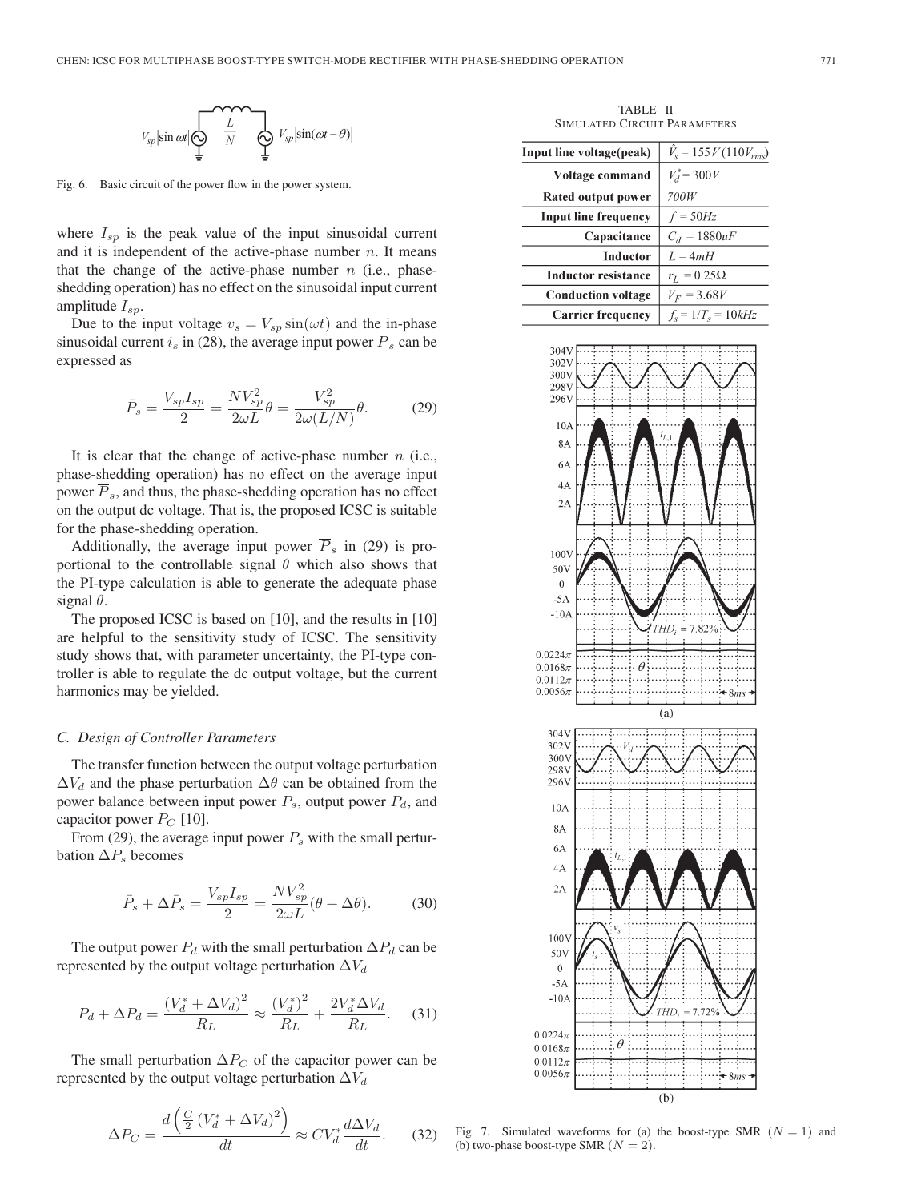Fig. 6. Basic circuit of the power flow in the power system.

where $I_{sp}$ is the peak value of the input sinusoidal current and it is independent of the active-phase number $n$. It means that the change of the active-phase number $n$ (i.e., phase-shedding operation) has no effect on the sinusoidal input current amplitude $I_{sp}$.

Due to the input voltage $v_s = V_{sp}\sin(\omega t)$ and the in-phase sinusoidal current $i_s$ in (28), the average input power $\overline{P}_s$ can be expressed as

$$\bar{P}_s = \frac{V_{sp} I_{sp}}{2} = \frac{N V_{sp}^2}{2\omega L}\theta = \frac{V_{sp}^2}{2\omega(L/N)}\theta. \quad (29)$$

It is clear that the change of active-phase number $n$ (i.e., phase-shedding operation) has no effect on the average input power $\overline{P}_s$, and thus, the phase-shedding operation has no effect on the output dc voltage. That is, the proposed ICSC is suitable for the phase-shedding operation.

Additionally, the average input power $\overline{P}_s$ in (29) is proportional to the controllable signal $\theta$ which also shows that the PI-type calculation is able to generate the adequate phase signal $\theta$.

The proposed ICSC is based on [10], and the results in [10] are helpful to the sensitivity study of ICSC. The sensitivity study shows that, with parameter uncertainty, the PI-type controller is able to regulate the dc output voltage, but the current harmonics may be yielded.

### C. Design of Controller Parameters

The transfer function between the output voltage perturbation $\Delta V_d$ and the phase perturbation $\Delta\theta$ can be obtained from the power balance between input power $P_s$, output power $P_d$, and capacitor power $P_C$ [10].

From (29), the average input power $P_s$ with the small perturbation $\Delta P_s$ becomes

$$\bar{P}_s + \Delta\bar{P}_s = \frac{V_{sp} I_{sp}}{2} = \frac{N V_{sp}^2}{2\omega L}(\theta + \Delta\theta). \quad (30)$$

The output power $P_d$ with the small perturbation $\Delta P_d$ can be represented by the output voltage perturbation $\Delta V_d$

$$P_d + \Delta P_d = \frac{\left(V_d^* + \Delta V_d\right)^2}{R_L} \approx \frac{\left(V_d^*\right)^2}{R_L} + \frac{2V_d^*\Delta V_d}{R_L}. \quad (31)$$

The small perturbation $\Delta P_C$ of the capacitor power can be represented by the output voltage perturbation $\Delta V_d$

$$\Delta P_C = \frac{d\left(\frac{C}{2}\left(V_d^* + \Delta V_d\right)^2\right)}{dt} \approx C V_d^* \frac{d\Delta V_d}{dt}. \quad (32)$$

TABLE II
SIMULATED CIRCUIT PARAMETERS

| | |
|---|---|
| **Input line voltage(peak)** | $\hat{V}_s = 155V\,(110V_{rms})$ |
| **Voltage command** | $V_d^* = 300V$ |
| **Rated output power** | 700W |
| **Input line frequency** | $f = 50Hz$ |
| **Capacitance** | $C_d = 1880uF$ |
| **Inductor** | $L = 4mH$ |
| **Inductor resistance** | $r_L = 0.25\Omega$ |
| **Conduction voltage** | $V_F = 3.68V$ |
| **Carrier frequency** | $f_s = 1/T_s = 10kHz$ |

Fig. 7. Simulated waveforms for (a) the boost-type SMR $(N = 1)$ and (b) two-phase boost-type SMR $(N = 2)$.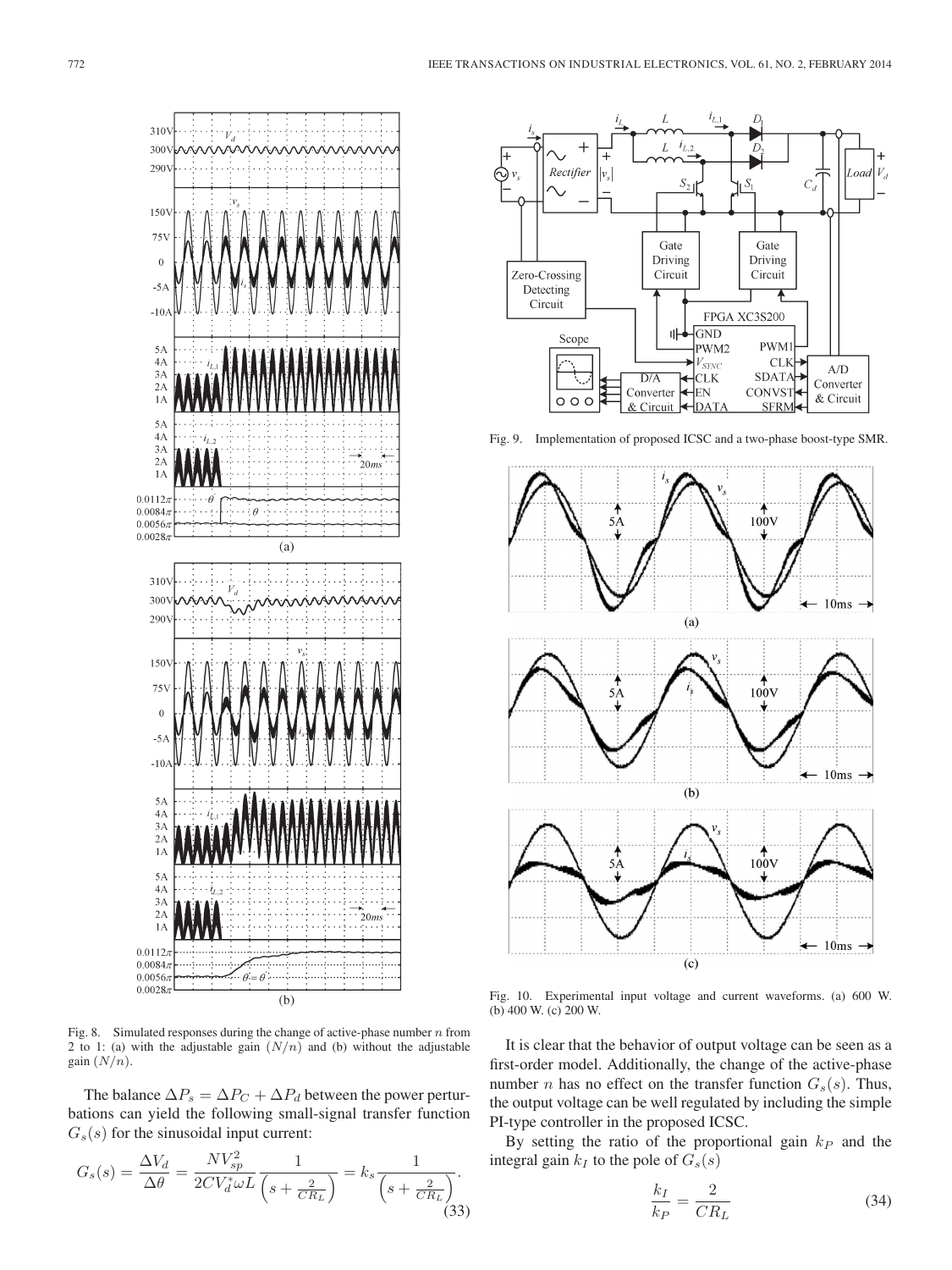Fig. 8. Simulated responses during the change of active-phase number $n$ from 2 to 1: (a) with the adjustable gain $(N/n)$ and (b) without the adjustable gain $(N/n)$.

Fig. 9. Implementation of proposed ICSC and a two-phase boost-type SMR.

Fig. 10. Experimental input voltage and current waveforms. (a) 600 W. (b) 400 W. (c) 200 W.

The balance $\Delta P_s = \Delta P_C + \Delta P_d$ between the power perturbations can yield the following small-signal transfer function $G_s(s)$ for the sinusoidal input current:

$$G_s(s) = \frac{\Delta V_d}{\Delta \theta} = \frac{N V_{sp}^2}{2 C V_d^* \omega L} \frac{1}{\left(s + \frac{2}{C R_L}\right)} = k_s \frac{1}{\left(s + \frac{2}{C R_L}\right)}. \tag{33}$$

It is clear that the behavior of output voltage can be seen as a first-order model. Additionally, the change of the active-phase number $n$ has no effect on the transfer function $G_s(s)$. Thus, the output voltage can be well regulated by including the simple PI-type controller in the proposed ICSC.

By setting the ratio of the proportional gain $k_P$ and the integral gain $k_I$ to the pole of $G_s(s)$

$$\frac{k_I}{k_P} = \frac{2}{C R_L} \tag{34}$$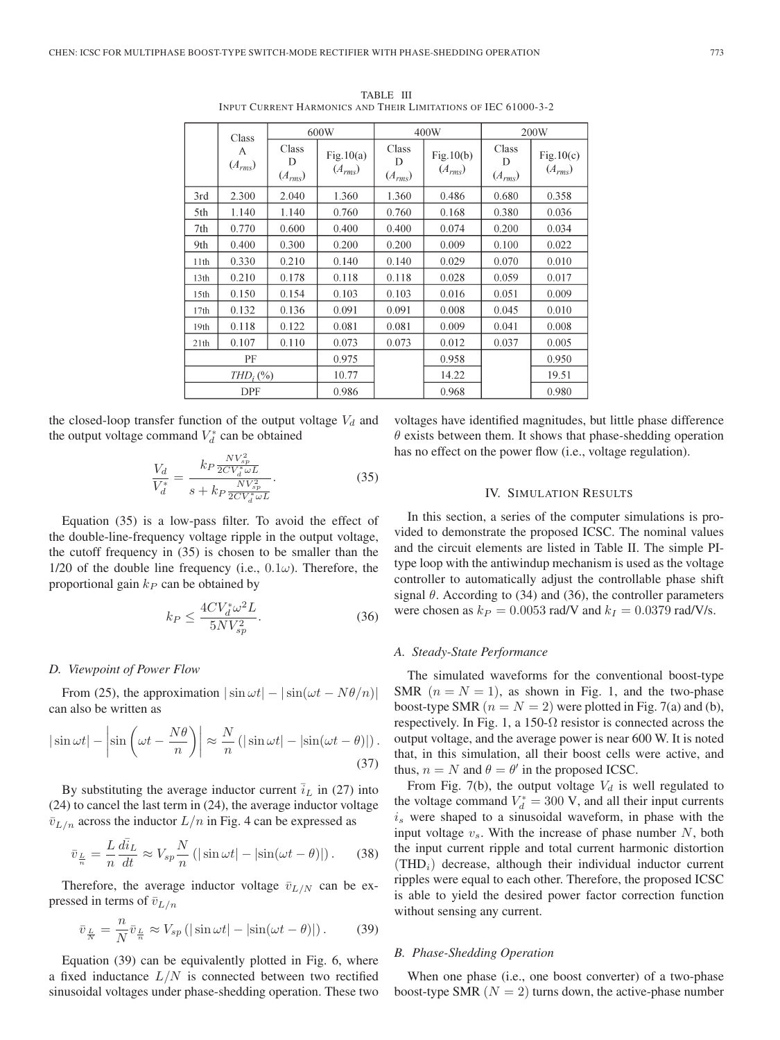TABLE III
INPUT CURRENT HARMONICS AND THEIR LIMITATIONS OF IEC 61000-3-2

| | Class A ($A_{rms}$) | 600W | | 400W | | 200W | |
|---|---|---|---|---|---|---|---|
| | | Class D ($A_{rms}$) | Fig.10(a) ($A_{rms}$) | Class D ($A_{rms}$) | Fig.10(b) ($A_{rms}$) | Class D ($A_{rms}$) | Fig.10(c) ($A_{rms}$) |
| 3rd | 2.300 | 2.040 | 1.360 | 1.360 | 0.486 | 0.680 | 0.358 |
| 5th | 1.140 | 1.140 | 0.760 | 0.760 | 0.168 | 0.380 | 0.036 |
| 7th | 0.770 | 0.600 | 0.400 | 0.400 | 0.074 | 0.200 | 0.034 |
| 9th | 0.400 | 0.300 | 0.200 | 0.200 | 0.009 | 0.100 | 0.022 |
| 11th | 0.330 | 0.210 | 0.140 | 0.140 | 0.029 | 0.070 | 0.010 |
| 13th | 0.210 | 0.178 | 0.118 | 0.118 | 0.028 | 0.059 | 0.017 |
| 15th | 0.150 | 0.154 | 0.103 | 0.103 | 0.016 | 0.051 | 0.009 |
| 17th | 0.132 | 0.136 | 0.091 | 0.091 | 0.008 | 0.045 | 0.010 |
| 19th | 0.118 | 0.122 | 0.081 | 0.081 | 0.009 | 0.041 | 0.008 |
| 21th | 0.107 | 0.110 | 0.073 | 0.073 | 0.012 | 0.037 | 0.005 |
| PF | | | 0.975 | | 0.958 | | 0.950 |
| $THD_i$ (%) | | | 10.77 | | 14.22 | | 19.51 |
| DPF | | | 0.986 | | 0.968 | | 0.980 |

the closed-loop transfer function of the output voltage $V_d$ and the output voltage command $V_d^*$ can be obtained

$$\frac{V_d}{V_d^*} = \frac{k_P \frac{NV_{sp}^2}{2CV_d^*\omega L}}{s + k_P \frac{NV_{sp}^2}{2CV_d^*\omega L}}. \tag{35}$$

Equation (35) is a low-pass filter. To avoid the effect of the double-line-frequency voltage ripple in the output voltage, the cutoff frequency in (35) is chosen to be smaller than the 1/20 of the double line frequency (i.e., $0.1\omega$). Therefore, the proportional gain $k_P$ can be obtained by

$$k_P \leq \frac{4CV_d^*\omega^2 L}{5NV_{sp}^2}. \tag{36}$$

### D. Viewpoint of Power Flow

From (25), the approximation $|\sin\omega t| - |\sin(\omega t - N\theta/n)|$ can also be written as

$$|\sin\omega t| - \left|\sin\left(\omega t - \frac{N\theta}{n}\right)\right| \approx \frac{N}{n}\left(|\sin\omega t| - |\sin(\omega t - \theta)|\right). \tag{37}$$

By substituting the average inductor current $\bar{i}_L$ in (27) into (24) to cancel the last term in (24), the average inductor voltage $\bar{v}_{L/n}$ across the inductor $L/n$ in Fig. 4 can be expressed as

$$\bar{v}_{\frac{L}{n}} = \frac{L}{n}\frac{d\bar{i}_L}{dt} \approx V_{sp}\frac{N}{n}\left(|\sin\omega t| - |\sin(\omega t - \theta)|\right). \tag{38}$$

Therefore, the average inductor voltage $\bar{v}_{L/N}$ can be expressed in terms of $\bar{v}_{L/n}$

$$\bar{v}_{\frac{L}{N}} = \frac{n}{N}\bar{v}_{\frac{L}{n}} \approx V_{sp}\left(|\sin\omega t| - |\sin(\omega t - \theta)|\right). \tag{39}$$

Equation (39) can be equivalently plotted in Fig. 6, where a fixed inductance $L/N$ is connected between two rectified sinusoidal voltages under phase-shedding operation. These two voltages have identified magnitudes, but little phase difference $\theta$ exists between them. It shows that phase-shedding operation has no effect on the power flow (i.e., voltage regulation).

## IV. Simulation Results

In this section, a series of the computer simulations is provided to demonstrate the proposed ICSC. The nominal values and the circuit elements are listed in Table II. The simple PI-type loop with the antiwindup mechanism is used as the voltage controller to automatically adjust the controllable phase shift signal $\theta$. According to (34) and (36), the controller parameters were chosen as $k_P = 0.0053$ rad/V and $k_I = 0.0379$ rad/V/s.

### A. Steady-State Performance

The simulated waveforms for the conventional boost-type SMR ($n = N = 1$), as shown in Fig. 1, and the two-phase boost-type SMR ($n = N = 2$) were plotted in Fig. 7(a) and (b), respectively. In Fig. 1, a 150-Ω resistor is connected across the output voltage, and the average power is near 600 W. It is noted that, in this simulation, all their boost cells were active, and thus, $n = N$ and $\theta = \theta'$ in the proposed ICSC.

From Fig. 7(b), the output voltage $V_d$ is well regulated to the voltage command $V_d^* = 300$ V, and all their input currents $i_s$ were shaped to a sinusoidal waveform, in phase with the input voltage $v_s$. With the increase of phase number $N$, both the input current ripple and total current harmonic distortion ($\text{THD}_i$) decrease, although their individual inductor current ripples were equal to each other. Therefore, the proposed ICSC is able to yield the desired power factor correction function without sensing any current.

### B. Phase-Shedding Operation

When one phase (i.e., one boost converter) of a two-phase boost-type SMR ($N = 2$) turns down, the active-phase number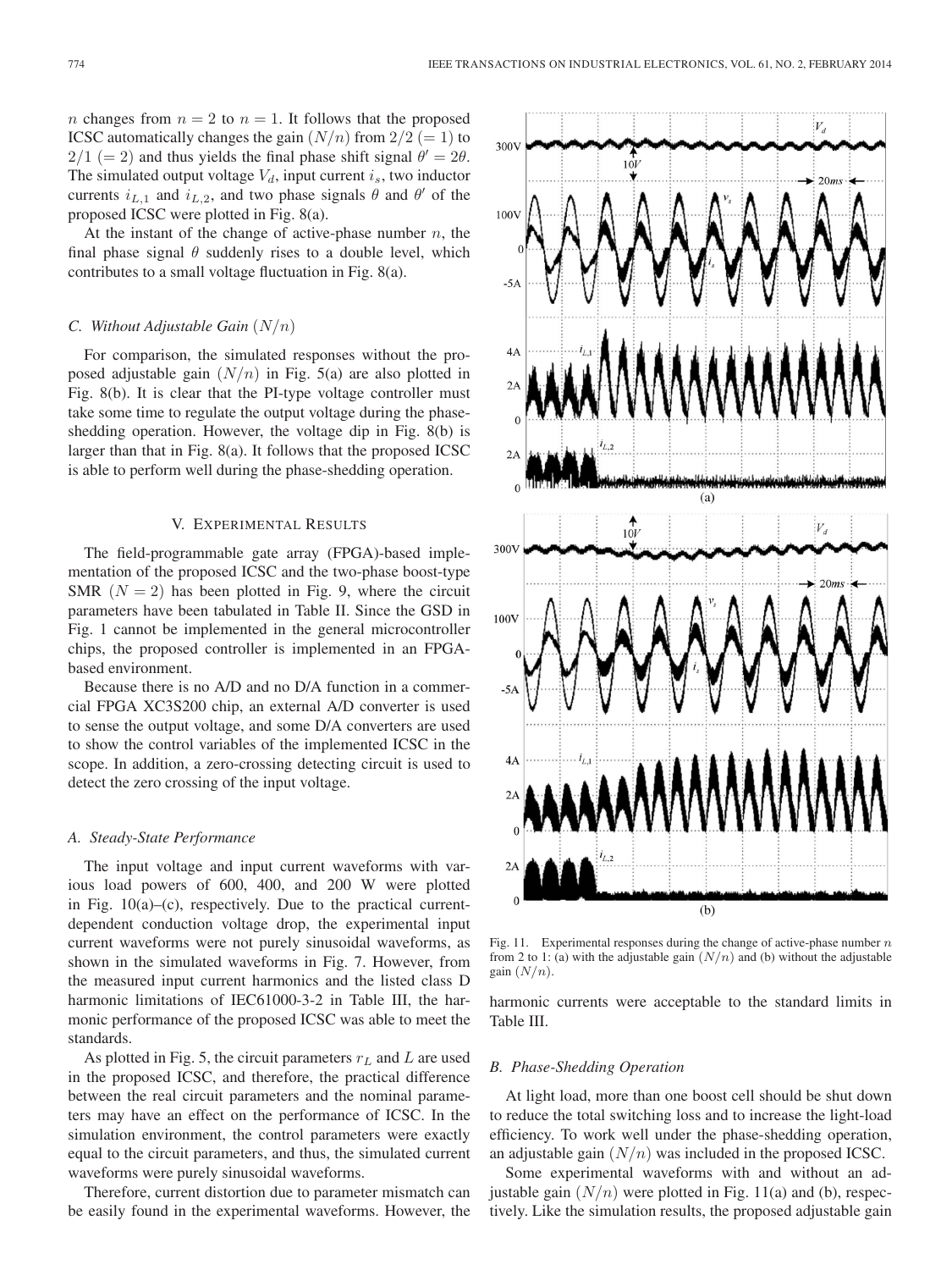$n$ changes from $n = 2$ to $n = 1$. It follows that the proposed ICSC automatically changes the gain $(N/n)$ from $2/2\ (= 1)$ to $2/1\ (= 2)$ and thus yields the final phase shift signal $\theta' = 2\theta$. The simulated output voltage $V_d$, input current $i_s$, two inductor currents $i_{L,1}$ and $i_{L,2}$, and two phase signals $\theta$ and $\theta'$ of the proposed ICSC were plotted in Fig. 8(a).

At the instant of the change of active-phase number $n$, the final phase signal $\theta$ suddenly rises to a double level, which contributes to a small voltage fluctuation in Fig. 8(a).

### C. Without Adjustable Gain $(N/n)$

For comparison, the simulated responses without the proposed adjustable gain $(N/n)$ in Fig. 5(a) are also plotted in Fig. 8(b). It is clear that the PI-type voltage controller must take some time to regulate the output voltage during the phase-shedding operation. However, the voltage dip in Fig. 8(b) is larger than that in Fig. 8(a). It follows that the proposed ICSC is able to perform well during the phase-shedding operation.

## V. Experimental Results

The field-programmable gate array (FPGA)-based implementation of the proposed ICSC and the two-phase boost-type SMR $(N = 2)$ has been plotted in Fig. 9, where the circuit parameters have been tabulated in Table II. Since the GSD in Fig. 1 cannot be implemented in the general microcontroller chips, the proposed controller is implemented in an FPGA-based environment.

Because there is no A/D and no D/A function in a commercial FPGA XC3S200 chip, an external A/D converter is used to sense the output voltage, and some D/A converters are used to show the control variables of the implemented ICSC in the scope. In addition, a zero-crossing detecting circuit is used to detect the zero crossing of the input voltage.

### A. Steady-State Performance

The input voltage and input current waveforms with various load powers of 600, 400, and 200 W were plotted in Fig. 10(a)–(c), respectively. Due to the practical current-dependent conduction voltage drop, the experimental input current waveforms were not purely sinusoidal waveforms, as shown in the simulated waveforms in Fig. 7. However, from the measured input current harmonics and the listed class D harmonic limitations of IEC61000-3-2 in Table III, the harmonic performance of the proposed ICSC was able to meet the standards.

As plotted in Fig. 5, the circuit parameters $r_L$ and $L$ are used in the proposed ICSC, and therefore, the practical difference between the real circuit parameters and the nominal parameters may have an effect on the performance of ICSC. In the simulation environment, the control parameters were exactly equal to the circuit parameters, and thus, the simulated current waveforms were purely sinusoidal waveforms.

Therefore, current distortion due to parameter mismatch can be easily found in the experimental waveforms. However, the harmonic currents were acceptable to the standard limits in Table III.

Fig. 11. Experimental responses during the change of active-phase number $n$ from 2 to 1: (a) with the adjustable gain $(N/n)$ and (b) without the adjustable gain $(N/n)$.

### B. Phase-Shedding Operation

At light load, more than one boost cell should be shut down to reduce the total switching loss and to increase the light-load efficiency. To work well under the phase-shedding operation, an adjustable gain $(N/n)$ was included in the proposed ICSC.

Some experimental waveforms with and without an adjustable gain $(N/n)$ were plotted in Fig. 11(a) and (b), respectively. Like the simulation results, the proposed adjustable gain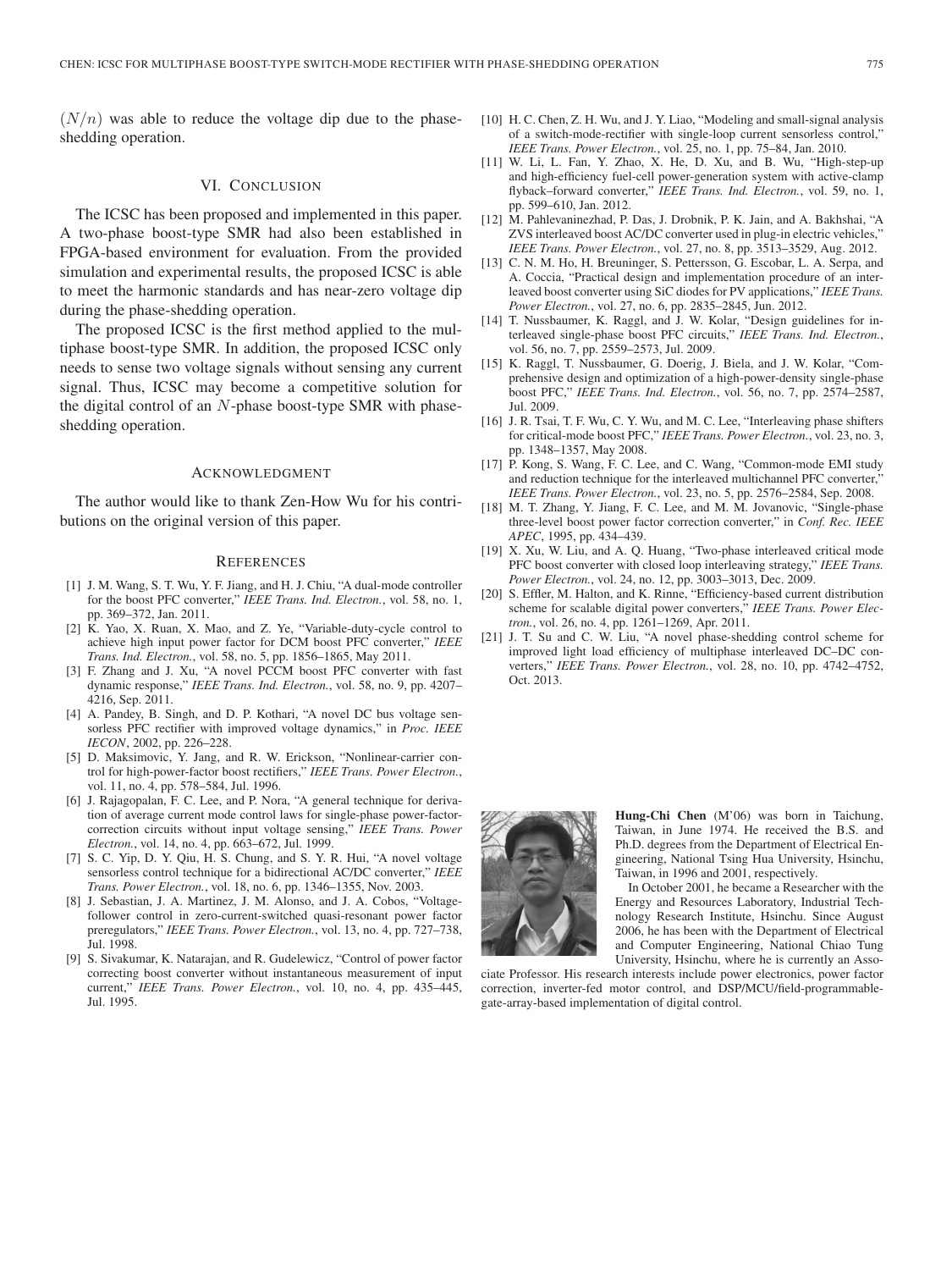$(N/n)$ was able to reduce the voltage dip due to the phase-shedding operation.

## VI. Conclusion

The ICSC has been proposed and implemented in this paper. A two-phase boost-type SMR had also been established in FPGA-based environment for evaluation. From the provided simulation and experimental results, the proposed ICSC is able to meet the harmonic standards and has near-zero voltage dip during the phase-shedding operation.

The proposed ICSC is the first method applied to the multiphase boost-type SMR. In addition, the proposed ICSC only needs to sense two voltage signals without sensing any current signal. Thus, ICSC may become a competitive solution for the digital control of an $N$-phase boost-type SMR with phase-shedding operation.

## Acknowledgment

The author would like to thank Zen-How Wu for his contributions on the original version of this paper.

## References

[1] J. M. Wang, S. T. Wu, Y. F. Jiang, and H. J. Chiu, "A dual-mode controller for the boost PFC converter," *IEEE Trans. Ind. Electron.*, vol. 58, no. 1, pp. 369–372, Jan. 2011.

[2] K. Yao, X. Ruan, X. Mao, and Z. Ye, "Variable-duty-cycle control to achieve high input power factor for DCM boost PFC converter," *IEEE Trans. Ind. Electron.*, vol. 58, no. 5, pp. 1856–1865, May 2011.

[3] F. Zhang and J. Xu, "A novel PCCM boost PFC converter with fast dynamic response," *IEEE Trans. Ind. Electron.*, vol. 58, no. 9, pp. 4207–4216, Sep. 2011.

[4] A. Pandey, B. Singh, and D. P. Kothari, "A novel DC bus voltage sensorless PFC rectifier with improved voltage dynamics," in *Proc. IEEE IECON*, 2002, pp. 226–228.

[5] D. Maksimovic, Y. Jang, and R. W. Erickson, "Nonlinear-carrier control for high-power-factor boost rectifiers," *IEEE Trans. Power Electron.*, vol. 11, no. 4, pp. 578–584, Jul. 1996.

[6] J. Rajagopalan, F. C. Lee, and P. Nora, "A general technique for derivation of average current mode control laws for single-phase power-factor-correction circuits without input voltage sensing," *IEEE Trans. Power Electron.*, vol. 14, no. 4, pp. 663–672, Jul. 1999.

[7] S. C. Yip, D. Y. Qiu, H. S. Chung, and S. Y. R. Hui, "A novel voltage sensorless control technique for a bidirectional AC/DC converter," *IEEE Trans. Power Electron.*, vol. 18, no. 6, pp. 1346–1355, Nov. 2003.

[8] J. Sebastian, J. A. Martinez, J. M. Alonso, and J. A. Cobos, "Voltage-follower control in zero-current-switched quasi-resonant power factor preregulators," *IEEE Trans. Power Electron.*, vol. 13, no. 4, pp. 727–738, Jul. 1998.

[9] S. Sivakumar, K. Natarajan, and R. Gudelewicz, "Control of power factor correcting boost converter without instantaneous measurement of input current," *IEEE Trans. Power Electron.*, vol. 10, no. 4, pp. 435–445, Jul. 1995.

[10] H. C. Chen, Z. H. Wu, and J. Y. Liao, "Modeling and small-signal analysis of a switch-mode-rectifier with single-loop current sensorless control," *IEEE Trans. Power Electron.*, vol. 25, no. 1, pp. 75–84, Jan. 2010.

[11] W. Li, L. Fan, Y. Zhao, X. He, D. Xu, and B. Wu, "High-step-up and high-efficiency fuel-cell power-generation system with active-clamp flyback–forward converter," *IEEE Trans. Ind. Electron.*, vol. 59, no. 1, pp. 599–610, Jan. 2012.

[12] M. Pahlevaninezhad, P. Das, J. Drobnik, P. K. Jain, and A. Bakhshai, "A ZVS interleaved boost AC/DC converter used in plug-in electric vehicles," *IEEE Trans. Power Electron.*, vol. 27, no. 8, pp. 3513–3529, Aug. 2012.

[13] C. N. M. Ho, H. Breuninger, S. Pettersson, G. Escobar, L. A. Serpa, and A. Coccia, "Practical design and implementation procedure of an interleaved boost converter using SiC diodes for PV applications," *IEEE Trans. Power Electron.*, vol. 27, no. 6, pp. 2835–2845, Jun. 2012.

[14] T. Nussbaumer, K. Raggl, and J. W. Kolar, "Design guidelines for interleaved single-phase boost PFC circuits," *IEEE Trans. Ind. Electron.*, vol. 56, no. 7, pp. 2559–2573, Jul. 2009.

[15] K. Raggl, T. Nussbaumer, G. Doerig, J. Biela, and J. W. Kolar, "Comprehensive design and optimization of a high-power-density single-phase boost PFC," *IEEE Trans. Ind. Electron.*, vol. 56, no. 7, pp. 2574–2587, Jul. 2009.

[16] J. R. Tsai, T. F. Wu, C. Y. Wu, and M. C. Lee, "Interleaving phase shifters for critical-mode boost PFC," *IEEE Trans. Power Electron.*, vol. 23, no. 3, pp. 1348–1357, May 2008.

[17] P. Kong, S. Wang, F. C. Lee, and C. Wang, "Common-mode EMI study and reduction technique for the interleaved multichannel PFC converter," *IEEE Trans. Power Electron.*, vol. 23, no. 5, pp. 2576–2584, Sep. 2008.

[18] M. T. Zhang, Y. Jiang, F. C. Lee, and M. M. Jovanovic, "Single-phase three-level boost power factor correction converter," in *Conf. Rec. IEEE APEC*, 1995, pp. 434–439.

[19] X. Xu, W. Liu, and A. Q. Huang, "Two-phase interleaved critical mode PFC boost converter with closed loop interleaving strategy," *IEEE Trans. Power Electron.*, vol. 24, no. 12, pp. 3003–3013, Dec. 2009.

[20] S. Effler, M. Halton, and K. Rinne, "Efficiency-based current distribution scheme for scalable digital power converters," *IEEE Trans. Power Electron.*, vol. 26, no. 4, pp. 1261–1269, Apr. 2011.

[21] J. T. Su and C. W. Liu, "A novel phase-shedding control scheme for improved light load efficiency of multiphase interleaved DC–DC converters," *IEEE Trans. Power Electron.*, vol. 28, no. 10, pp. 4742–4752, Oct. 2013.

**Hung-Chi Chen** (M'06) was born in Taichung, Taiwan, in June 1974. He received the B.S. and Ph.D. degrees from the Department of Electrical Engineering, National Tsing Hua University, Hsinchu, Taiwan, in 1996 and 2001, respectively.

In October 2001, he became a Researcher with the Energy and Resources Laboratory, Industrial Technology Research Institute, Hsinchu. Since August 2006, he has been with the Department of Electrical and Computer Engineering, National Chiao Tung University, Hsinchu, where he is currently an Associate Professor. His research interests include power electronics, power factor correction, inverter-fed motor control, and DSP/MCU/field-programmable-gate-array-based implementation of digital control.